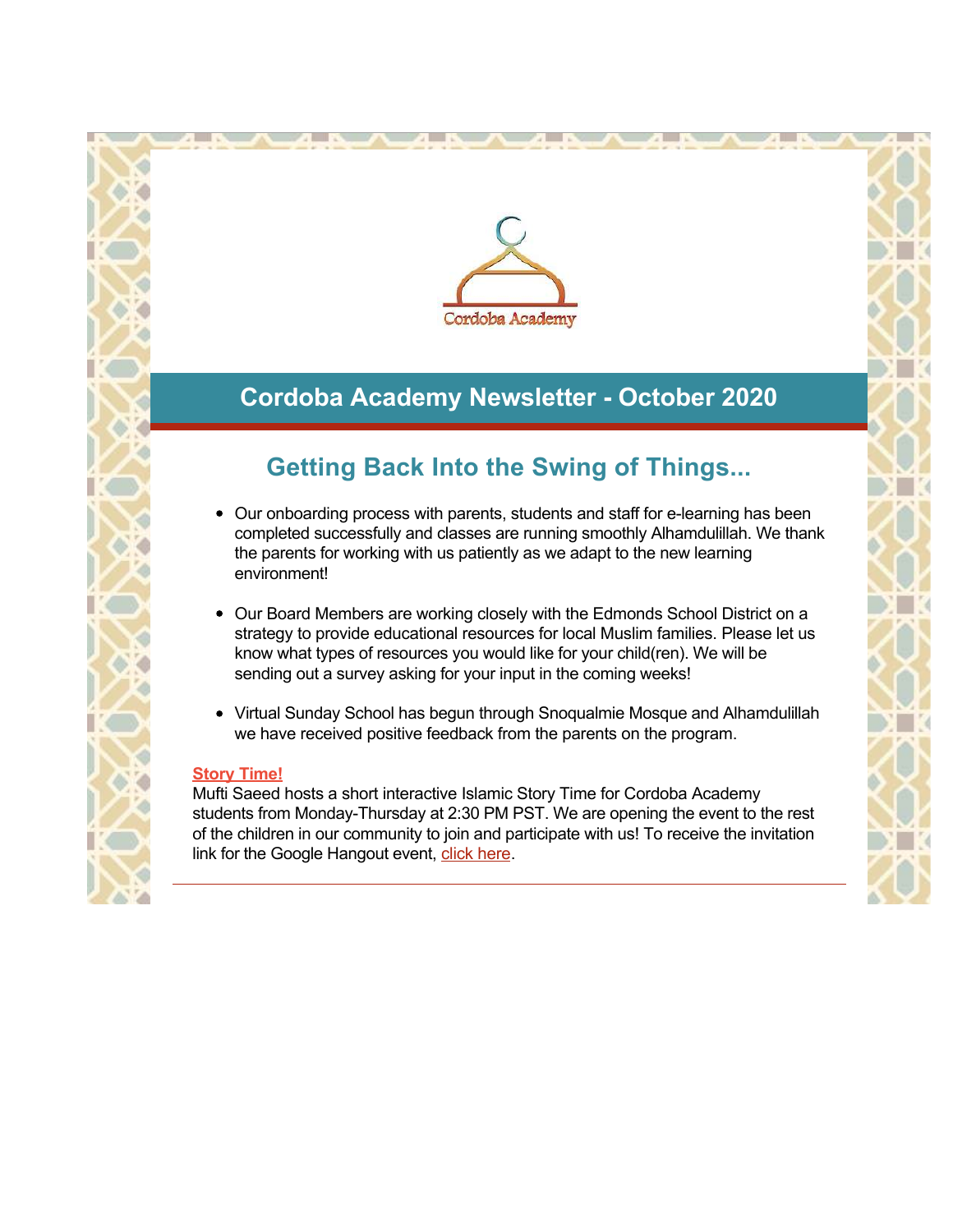Cordoba Academy

# Cordoba Academy Newsletter - October 2020

## Getting Back Into the Swing of Things...

- Our onboarding process with parents, students and staff for e-learning has been completed successfully and classes are running smoothly Alhamdulillah. We thank the parents for working with us patiently as we adapt to the new learning environment!
- Our Board Members are working closely with the Edmonds School District on a strategy to provide educational resources for local Muslim families. Please let us know what types of resources you would like for your child(ren). We will be sending out a survey asking for your input in the coming weeks!
- Virtual Sunday School has begun through Snoqualmie Mosque and Alhamdulillah we have received positive feedback from the parents on the program.

**Story Time!**

Mufti Saeed hosts a short interactive Islamic Story Time for Cordoba Academy students from Monday-Thursday at 2:30 PM PST. We are opening the event to the rest of the children in our community to join and participate with us! To receive the invitation link for the Google Hangout event, click here.

---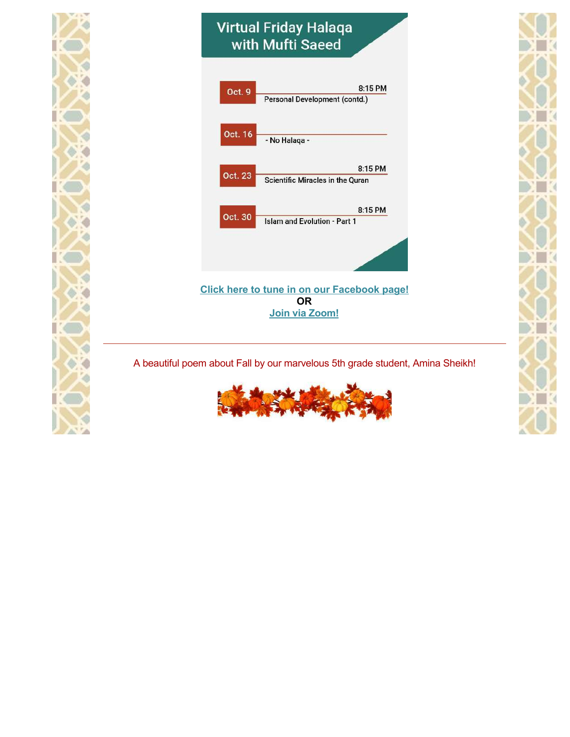## Virtual Friday Halaqa with Mufti Saeed

**Oct. 9** — 8:15 PM
Personal Development (contd.)

**Oct. 16**
- No Halaqa -

**Oct. 23** — 8:15 PM
Scientific Miracles in the Quran

**Oct. 30** — 8:15 PM
Islam and Evolution - Part 1

**Click here to tune in on our Facebook page!**
**OR**
**Join via Zoom!**

---

A beautiful poem about Fall by our marvelous 5th grade student, Amina Sheikh!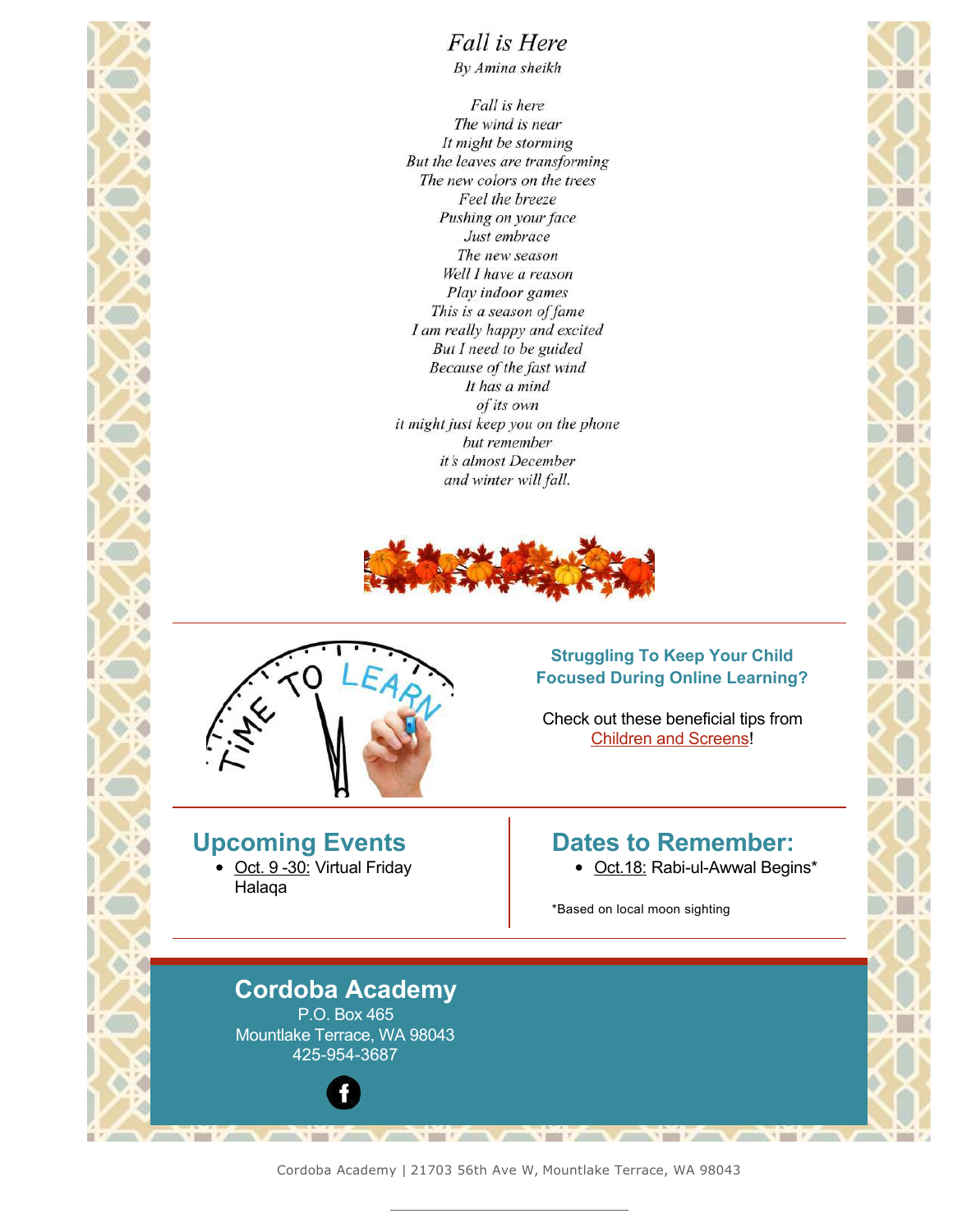## *Fall is Here*

*By Amina sheikh*

*Fall is here*
*The wind is near*
*It might be storming*
*But the leaves are transforming*
*The new colors on the trees*
*Feel the breeze*
*Pushing on your face*
*Just embrace*
*The new season*
*Well I have a reason*
*Play indoor games*
*This is a season of fame*
*I am really happy and excited*
*But I need to be guided*
*Because of the fast wind*
*It has a mind*
*of its own*
*it might just keep you on the phone*
*but remember*
*it's almost December*
*and winter will fall.*

---

### Struggling To Keep Your Child Focused During Online Learning?

Check out these beneficial tips from [Children and Screens]!

---

## Upcoming Events

- Oct. 9 -30: Virtual Friday Halaqa

## Dates to Remember:

- Oct.18: Rabi-ul-Awwal Begins*

*Based on local moon sighting

---

**Cordoba Academy**
P.O. Box 465
Mountlake Terrace, WA 98043
425-954-3687

Cordoba Academy | 21703 56th Ave W, Mountlake Terrace, WA 98043